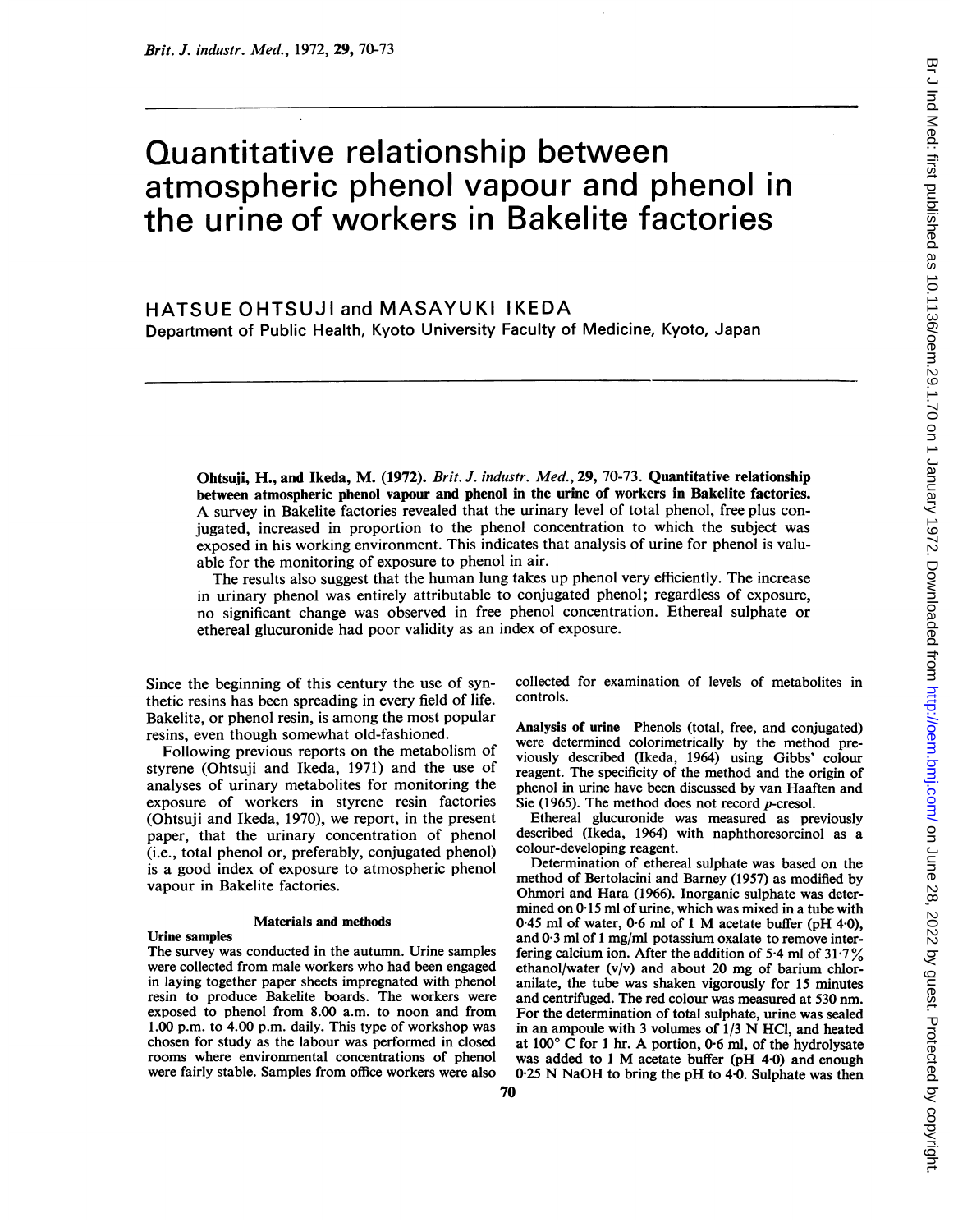# Quantitative relationship between atmospheric phenol vapour and phenol in the urine of workers in Bakelite factories

HATSUE OHTSUJI and MASAYUKI IKEDA

Department of Public Health, Kyoto University Faculty of Medicine, Kyoto, Japan

Ohtsuji, H., and Ikeda, M. (1972). *Brit. J. industr. Med.*, 29, 70-73. **Quantitative relationship between atmospheric phenol vapour and phenol in the urine of workers in Bakelite factories.** A survey in Bakelite factories revealed that the urinary level of total phenol, free plus conjugated, increased in proportion to the phenol concentration to which the subject was exposed in his working environment. This indicates that analysis of urine for phenol is valuable for the monitoring of exposure to phenol in air.

The results also suggest that the human lung takes up phenol very efficiently. The increase in urinary phenol was entirely attributable to conjugated phenol; regardless of exposure, no significant change was observed in free phenol concentration. Ethereal sulphate or ethereal glucuronide had poor validity as an index of exposure.

Since the beginning of this century the use of synthetic resins has been spreading in every field of life. Bakelite, or phenol resin, is among the most popular resins, even though somewhat old-fashioned.

Following previous reports on the metabolism of styrene (Ohtsuji and Ikeda, 1971) and the use of analyses of urinary metabolites for monitoring the exposure of workers in styrene resin factories (Ohtsuji and Ikeda, 1970), we report, in the present paper, that the urinary concentration of phenol (i.e., total phenol or, preferably, conjugated phenol) is a good index of exposure to atmospheric phenol vapour in Bakelite factories.

## Materials and methods

### Urine samples

The survey was conducted in the autumn. Urine samples were collected from male workers who had been engaged in laying together paper sheets impregnated with phenol resin to produce Bakelite boards. The workers were exposed to phenol from 8.00 a.m. to noon and from 1.00 p.m. to 4.00 p.m. daily. This type of workshop was chosen for study as the labour was performed in closed rooms where environmental concentrations of phenol were fairly stable. Samples from office workers were also collected for examination of levels of metabolites in controls.

**Analysis of urine** Phenols (total, free, and conjugated) were determined colorimetrically by the method previously described (Ikeda, 1964) using Gibbs' colour reagent. The specificity of the method and the origin of phenol in urine have been discussed by van Haaften and Sie (1965). The method does not record *p*-cresol.

Ethereal glucuronide was measured as previously described (Ikeda, 1964) with naphthoresorcinol as a colour-developing reagent.

Determination of ethereal sulphate was based on the method of Bertolacini and Barney (1957) as modified by Ohmori and Hara (1966). Inorganic sulphate was determined on 0·15 ml of urine, which was mixed in a tube with 0·45 ml of water, 0·6 ml of 1 M acetate buffer (pH 4·0), and 0·3 ml of 1 mg/ml potassium oxalate to remove interfering calcium ion. After the addition of 5·4 ml of 31·7% ethanol/water (v/v) and about 20 mg of barium chloranilate, the tube was shaken vigorously for 15 minutes and centrifuged. The red colour was measured at 530 nm. For the determination of total sulphate, urine was sealed in an ampoule with 3 volumes of 1/3 N HCl, and heated at 100° C for 1 hr. A portion, 0·6 ml, of the hydrolysate was added to 1 M acetate buffer (pH 4·0) and enough 0·25 N NaOH to bring the pH to 4·0. Sulphate was then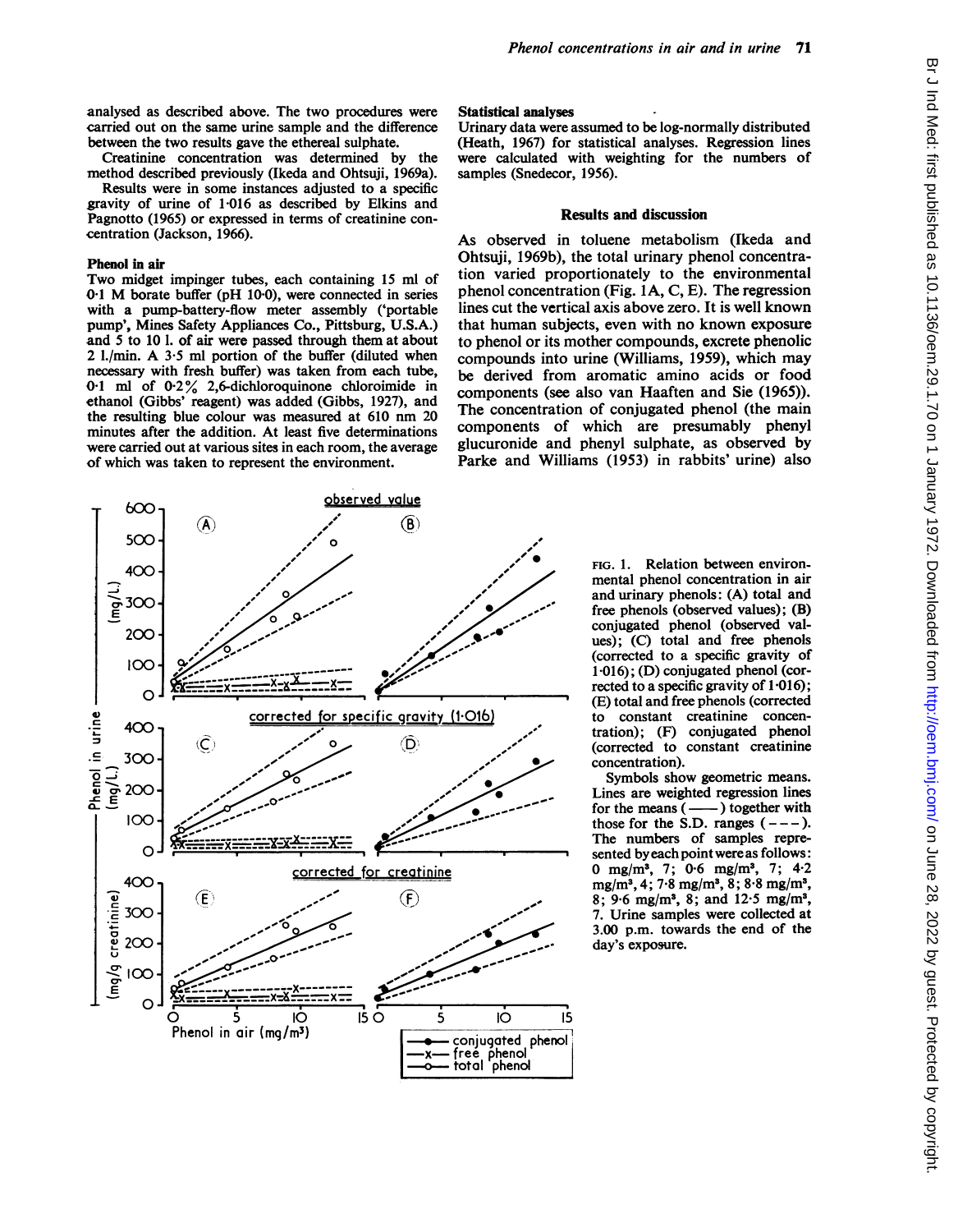analysed as described above. The two procedures were carried out on the same urine sample and the difference between the two results gave the ethereal sulphate.

Creatinine concentration was determined by the method described previously (Ikeda and Ohtsuji, 1969a).

Results were in some instances adjusted to a specific gravity of urine of 1·016 as described by Elkins and Pagnotto (1965) or expressed in terms of creatinine concentration (Jackson, 1966).

### Phenol in air

Two midget impinger tubes, each containing 15 ml of 0·1 M borate buffer (pH 10·0), were connected in series with a pump-battery-flow meter assembly ('portable pump', Mines Safety Appliances Co., Pittsburg, U.S.A.) and 5 to 10 l. of air were passed through them at about 2 l./min. A 3·5 ml portion of the buffer (diluted when necessary with fresh buffer) was taken from each tube, 0·1 ml of 0·2% 2,6-dichloroquinone chloroimide in ethanol (Gibbs' reagent) was added (Gibbs, 1927), and the resulting blue colour was measured at 610 nm 20 minutes after the addition. At least five determinations were carried out at various sites in each room, the average of which was taken to represent the environment.

### Statistical analyses

Urinary data were assumed to be log-normally distributed (Heath, 1967) for statistical analyses. Regression lines were calculated with weighting for the numbers of samples (Snedecor, 1956).

## Results and discussion

As observed in toluene metabolism (Ikeda and Ohtsuji, 1969b), the total urinary phenol concentration varied proportionately to the environmental phenol concentration (Fig. 1A, C, E). The regression lines cut the vertical axis above zero. It is well known that human subjects, even with no known exposure to phenol or its mother compounds, excrete phenolic compounds into urine (Williams, 1959), which may be derived from aromatic amino acids or food components (see also van Haaften and Sie (1965)). The concentration of conjugated phenol (the main components of which are presumably phenyl glucuronide and phenyl sulphate, as observed by Parke and Williams (1953) in rabbits' urine) also

FIG. 1. Relation between environmental phenol concentration in air and urinary phenols: (A) total and free phenols (observed values); (B) conjugated phenol (observed values); (C) total and free phenols (corrected to a specific gravity of 1·016); (D) conjugated phenol (corrected to a specific gravity of 1·016); (E) total and free phenols (corrected to constant creatinine concentration); (F) conjugated phenol (corrected to constant creatinine concentration).

Symbols show geometric means. Lines are weighted regression lines for the means (——) together with those for the S.D. ranges (- - -). The numbers of samples represented by each point were as follows: 0 mg/m³, 7; 0·6 mg/m³, 7; 4·2 mg/m³, 4; 7·8 mg/m³, 8; 8·8 mg/m³, 8; 9·6 mg/m³, 8; and 12·5 mg/m³, 7. Urine samples were collected at 3.00 p.m. towards the end of the day's exposure.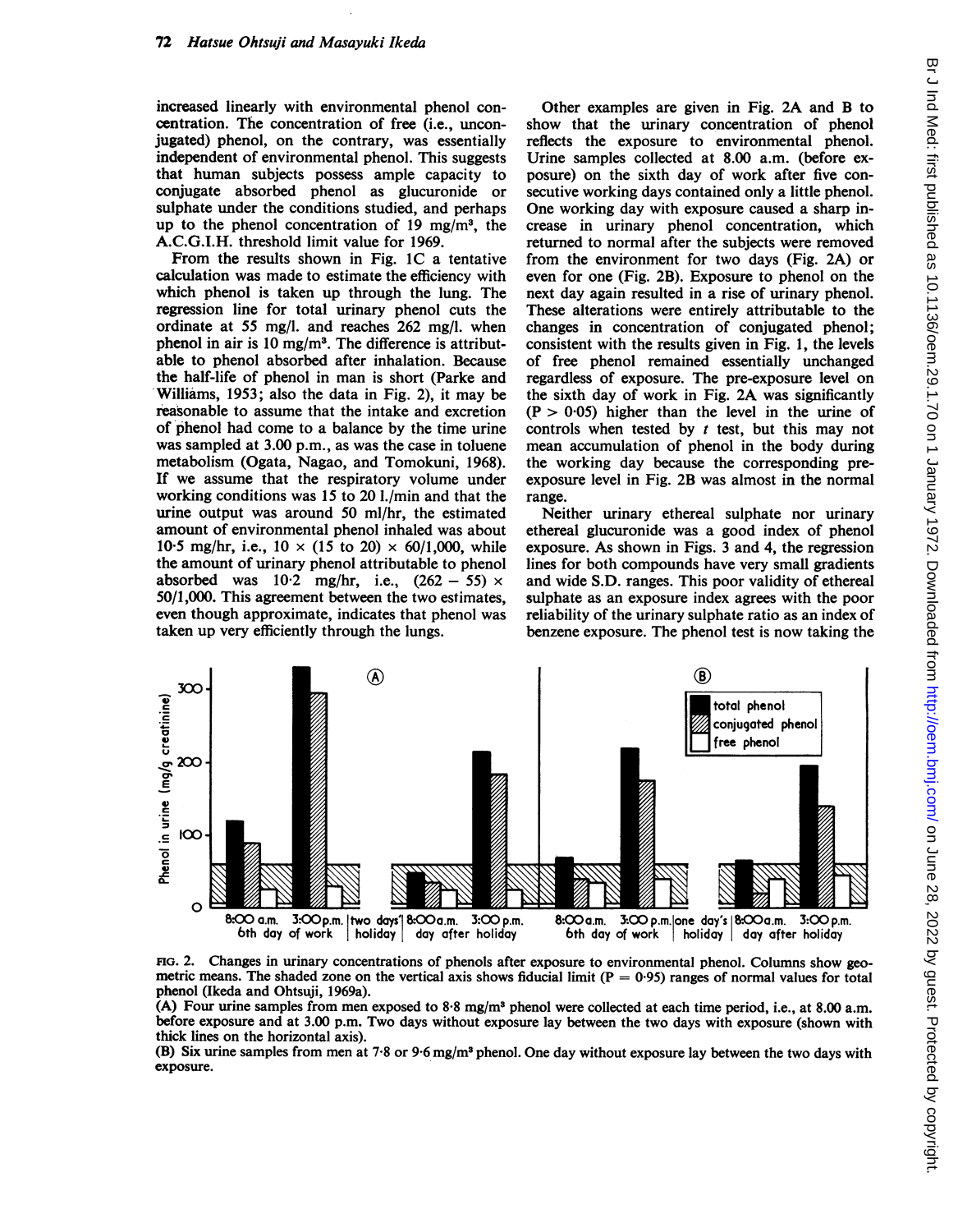increased linearly with environmental phenol concentration. The concentration of free (i.e., unconjugated) phenol, on the contrary, was essentially independent of environmental phenol. This suggests that human subjects possess ample capacity to conjugate absorbed phenol as glucuronide or sulphate under the conditions studied, and perhaps up to the phenol concentration of 19 mg/m³, the A.C.G.I.H. threshold limit value for 1969.

From the results shown in Fig. 1C a tentative calculation was made to estimate the efficiency with which phenol is taken up through the lung. The regression line for total urinary phenol cuts the ordinate at 55 mg/l. and reaches 262 mg/l. when phenol in air is 10 mg/m³. The difference is attributable to phenol absorbed after inhalation. Because the half-life of phenol in man is short (Parke and Williams, 1953; also the data in Fig. 2), it may be reasonable to assume that the intake and excretion of phenol had come to a balance by the time urine was sampled at 3.00 p.m., as was the case in toluene metabolism (Ogata, Nagao, and Tomokuni, 1968). If we assume that the respiratory volume under working conditions was 15 to 20 l./min and that the urine output was around 50 ml/hr, the estimated amount of environmental phenol inhaled was about 10·5 mg/hr, i.e., $10 \times (15 \text{ to } 20) \times 60/1{,}000$, while the amount of urinary phenol attributable to phenol absorbed was 10·2 mg/hr, i.e., $(262 - 55) \times 50/1{,}000$. This agreement between the two estimates, even though approximate, indicates that phenol was taken up very efficiently through the lungs.

Other examples are given in Fig. 2A and B to show that the urinary concentration of phenol reflects the exposure to environmental phenol. Urine samples collected at 8.00 a.m. (before exposure) on the sixth day of work after five consecutive working days contained only a little phenol. One working day with exposure caused a sharp increase in urinary phenol concentration, which returned to normal after the subjects were removed from the environment for two days (Fig. 2A) or even for one (Fig. 2B). Exposure to phenol on the next day again resulted in a rise of urinary phenol. These alterations were entirely attributable to the changes in concentration of conjugated phenol; consistent with the results given in Fig. 1, the levels of free phenol remained essentially unchanged regardless of exposure. The pre-exposure level on the sixth day of work in Fig. 2A was significantly ($P > 0{\cdot}05$) higher than the level in the urine of controls when tested by $t$ test, but this may not mean accumulation of phenol in the body during the working day because the corresponding pre-exposure level in Fig. 2B was almost in the normal range.

Neither urinary ethereal sulphate nor urinary ethereal glucuronide was a good index of phenol exposure. As shown in Figs. 3 and 4, the regression lines for both compounds have very small gradients and wide S.D. ranges. This poor validity of ethereal sulphate as an exposure index agrees with the poor reliability of the urinary sulphate ratio as an index of benzene exposure. The phenol test is now taking the

FIG. 2. Changes in urinary concentrations of phenols after exposure to environmental phenol. Columns show geometric means. The shaded zone on the vertical axis shows fiducial limit ($P = 0{\cdot}95$) ranges of normal values for total phenol (Ikeda and Ohtsuji, 1969a).

(A) Four urine samples from men exposed to 8·8 mg/m³ phenol were collected at each time period, i.e., at 8.00 a.m. before exposure and at 3.00 p.m. Two days without exposure lay between the two days with exposure (shown with thick lines on the horizontal axis).

(B) Six urine samples from men at 7·8 or 9·6 mg/m³ phenol. One day without exposure lay between the two days with exposure.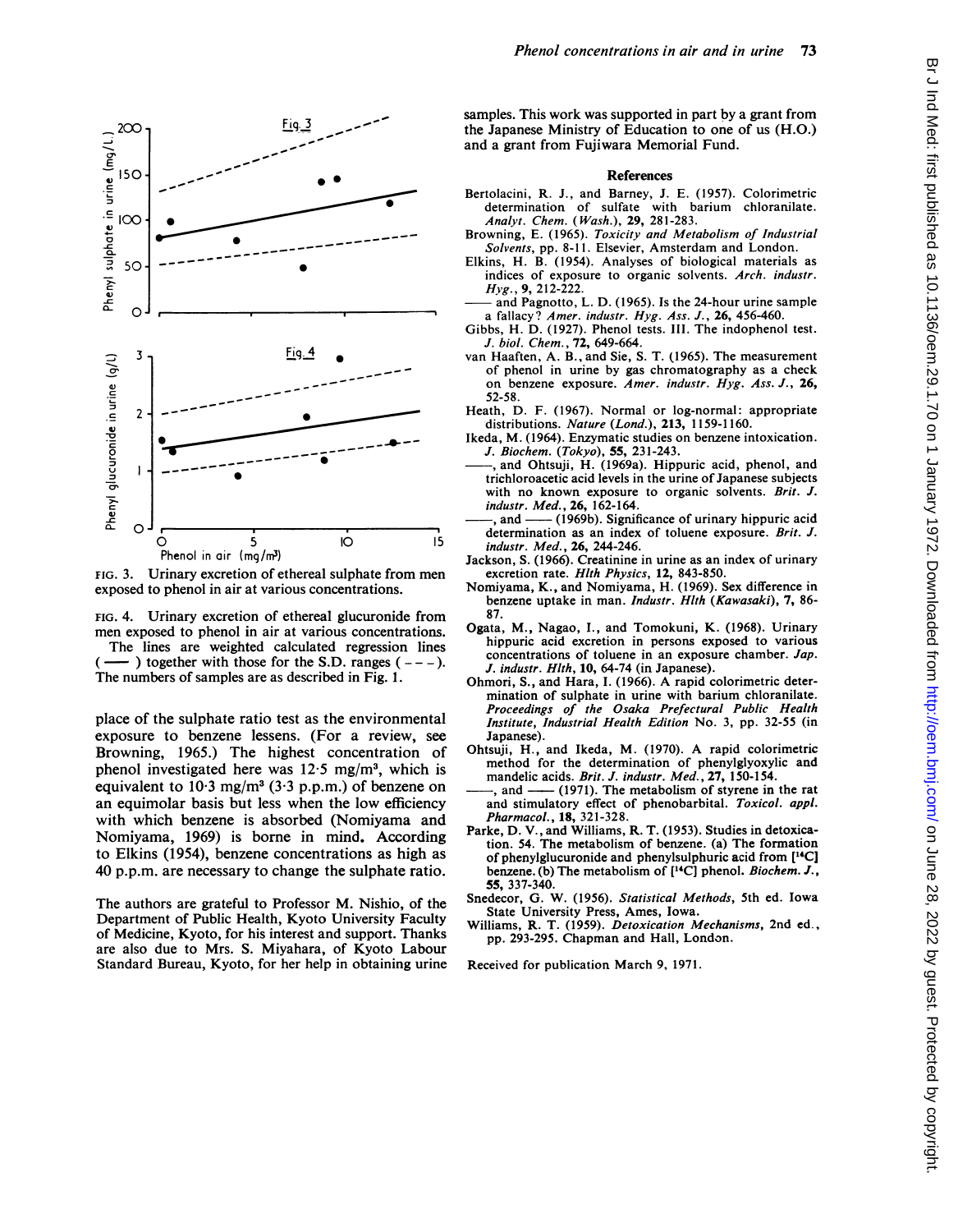Fig 3

Phenyl sulphate in urine (mg/L)

200
150
100
50
0

Fig 4

Phenyl glucuronide in urine (g/L)

3
2
1
0

0 5 10 15

Phenol in air (mg/m³)

FIG. 3. Urinary excretion of ethereal sulphate from men exposed to phenol in air at various concentrations.

FIG. 4. Urinary excretion of ethereal glucuronide from men exposed to phenol in air at various concentrations. The lines are weighted calculated regression lines (—) together with those for the S.D. ranges (- - -). The numbers of samples are as described in Fig. 1.

place of the sulphate ratio test as the environmental exposure to benzene lessens. (For a review, see Browning, 1965.) The highest concentration of phenol investigated here was 12·5 mg/m³, which is equivalent to 10·3 mg/m³ (3·3 p.p.m.) of benzene on an equimolar basis but less when the low efficiency with which benzene is absorbed (Nomiyama and Nomiyama, 1969) is borne in mind. According to Elkins (1954), benzene concentrations as high as 40 p.p.m. are necessary to change the sulphate ratio.

The authors are grateful to Professor M. Nishio, of the Department of Public Health, Kyoto University Faculty of Medicine, Kyoto, for his interest and support. Thanks are also due to Mrs. S. Miyahara, of Kyoto Labour Standard Bureau, Kyoto, for her help in obtaining urine samples. This work was supported in part by a grant from the Japanese Ministry of Education to one of us (H.O.) and a grant from Fujiwara Memorial Fund.

## References

Bertolacini, R. J., and Barney, J. E. (1957). Colorimetric determination of sulfate with barium chloranilate. *Analyt. Chem. (Wash.)*, **29**, 281-283.

Browning, E. (1965). *Toxicity and Metabolism of Industrial Solvents*, pp. 8-11. Elsevier, Amsterdam and London.

Elkins, H. B. (1954). Analyses of biological materials as indices of exposure to organic solvents. *Arch. industr. Hyg.*, **9**, 212-222.

—— and Pagnotto, L. D. (1965). Is the 24-hour urine sample a fallacy? *Amer. industr. Hyg. Ass. J.*, **26**, 456-460.

Gibbs, H. D. (1927). Phenol tests. III. The indophenol test. *J. biol. Chem.*, **72**, 649-664.

van Haaften, A. B., and Sie, S. T. (1965). The measurement of phenol in urine by gas chromatography as a check on benzene exposure. *Amer. industr. Hyg. Ass. J.*, **26**, 52-58.

Heath, D. F. (1967). Normal or log-normal: appropriate distributions. *Nature (Lond.)*, **213**, 1159-1160.

Ikeda, M. (1964). Enzymatic studies on benzene intoxication. *J. Biochem. (Tokyo)*, **55**, 231-243.

——, and Ohtsuji, H. (1969a). Hippuric acid, phenol, and trichloroacetic acid levels in the urine of Japanese subjects with no known exposure to organic solvents. *Brit. J. industr. Med.*, **26**, 162-164.

——, and —— (1969b). Significance of urinary hippuric acid determination as an index of toluene exposure. *Brit. J. industr. Med.*, **26**, 244-246.

Jackson, S. (1966). Creatinine in urine as an index of urinary excretion rate. *Hlth Physics*, **12**, 843-850.

Nomiyama, K., and Nomiyama, H. (1969). Sex difference in benzene uptake in man. *Industr. Hlth (Kawasaki)*, **7**, 86-87.

Ogata, M., Nagao, I., and Tomokuni, K. (1968). Urinary hippuric acid excretion in persons exposed to various concentrations of toluene in an exposure chamber. *Jap. J. industr. Hlth*, **10**, 64-74 (in Japanese).

Ohmori, S., and Hara, I. (1966). A rapid colorimetric determination of sulphate in urine with barium chloranilate. *Proceedings of the Osaka Prefectural Public Health Institute, Industrial Health Edition* No. 3, pp. 32-55 (in Japanese).

Ohtsuji, H., and Ikeda, M. (1970). A rapid colorimetric method for the determination of phenylglyoxylic and mandelic acids. *Brit. J. industr. Med.*, **27**, 150-154.

——, and —— (1971). The metabolism of styrene in the rat and stimulatory effect of phenobarbital. *Toxicol. appl. Pharmacol.*, **18**, 321-328.

Parke, D. V., and Williams, R. T. (1953). Studies in detoxication. 54. The metabolism of benzene. (a) The formation of phenylglucuronide and phenylsulphuric acid from [$^{14}C$] benzene. (b) The metabolism of [$^{14}C$] phenol. *Biochem. J.*, **55**, 337-340.

Snedecor, G. W. (1956). *Statistical Methods*, 5th ed. Iowa State University Press, Ames, Iowa.

Williams, R. T. (1959). *Detoxication Mechanisms*, 2nd ed., pp. 293-295. Chapman and Hall, London.

Received for publication March 9, 1971.